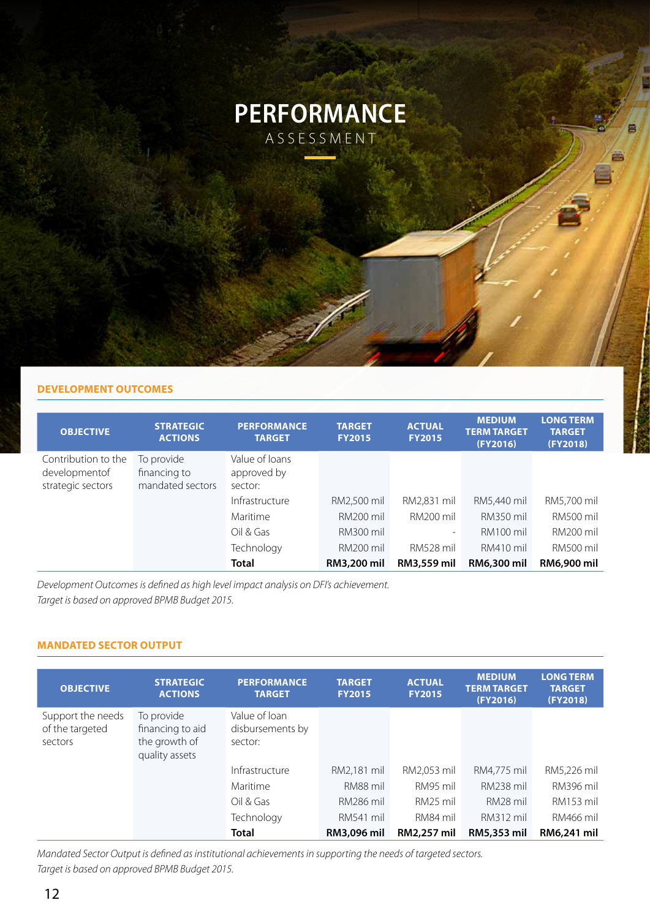# PERFORMANCE

ASSESSMENT

## DEVELOPMENT OUTCOMES

| OBJECTIVE | STRATEGIC ACTIONS | PERFORMANCE TARGET | TARGET FY2015 | ACTUAL FY2015 | MEDIUM TERM TARGET (FY2016) | LONG TERM TARGET (FY2018) |
|---|---|---|---|---|---|---|
| Contribution to the developmentof strategic sectors | To provide financing to mandated sectors | Value of loans approved by sector: | | | | |
| | | Infrastructure | RM2,500 mil | RM2,831 mil | RM5,440 mil | RM5,700 mil |
| | | Maritime | RM200 mil | RM200 mil | RM350 mil | RM500 mil |
| | | Oil & Gas | RM300 mil | - | RM100 mil | RM200 mil |
| | | Technology | RM200 mil | RM528 mil | RM410 mil | RM500 mil |
| | | **Total** | **RM3,200 mil** | **RM3,559 mil** | **RM6,300 mil** | **RM6,900 mil** |

*Development Outcomes is defined as high level impact analysis on DFI's achievement.*
*Target is based on approved BPMB Budget 2015.*

## MANDATED SECTOR OUTPUT

| OBJECTIVE | STRATEGIC ACTIONS | PERFORMANCE TARGET | TARGET FY2015 | ACTUAL FY2015 | MEDIUM TERM TARGET (FY2016) | LONG TERM TARGET (FY2018) |
|---|---|---|---|---|---|---|
| Support the needs of the targeted sectors | To provide financing to aid the growth of quality assets | Value of loan disbursements by sector: | | | | |
| | | Infrastructure | RM2,181 mil | RM2,053 mil | RM4,775 mil | RM5,226 mil |
| | | Maritime | RM88 mil | RM95 mil | RM238 mil | RM396 mil |
| | | Oil & Gas | RM286 mil | RM25 mil | RM28 mil | RM153 mil |
| | | Technology | RM541 mil | RM84 mil | RM312 mil | RM466 mil |
| | | **Total** | **RM3,096 mil** | **RM2,257 mil** | **RM5,353 mil** | **RM6,241 mil** |

*Mandated Sector Output is defined as institutional achievements in supporting the needs of targeted sectors.*
*Target is based on approved BPMB Budget 2015.*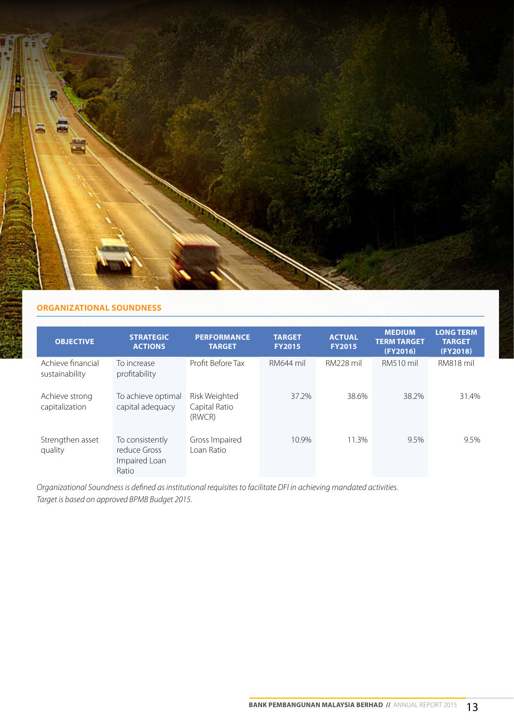## ORGANIZATIONAL SOUNDNESS

| OBJECTIVE | STRATEGIC ACTIONS | PERFORMANCE TARGET | TARGET FY2015 | ACTUAL FY2015 | MEDIUM TERM TARGET (FY2016) | LONG TERM TARGET (FY2018) |
|---|---|---|---|---|---|---|
| Achieve financial sustainability | To increase profitability | Profit Before Tax | RM644 mil | RM228 mil | RM510 mil | RM818 mil |
| Achieve strong capitalization | To achieve optimal capital adequacy | Risk Weighted Capital Ratio (RWCR) | 37.2% | 38.6% | 38.2% | 31.4% |
| Strengthen asset quality | To consistently reduce Gross Impaired Loan Ratio | Gross Impaired Loan Ratio | 10.9% | 11.3% | 9.5% | 9.5% |

*Organizational Soundness is defined as institutional requisites to facilitate DFI in achieving mandated activities.*
*Target is based on approved BPMB Budget 2015.*